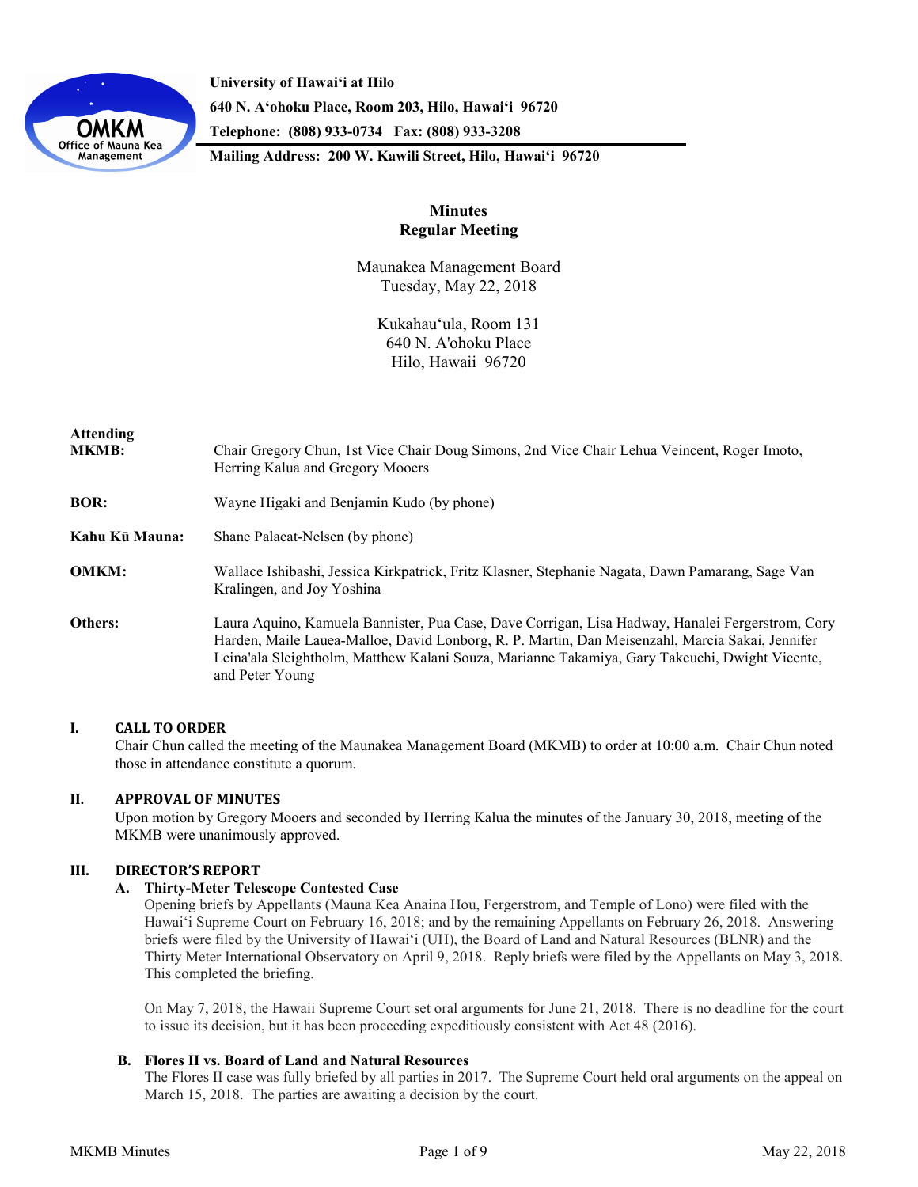University of Hawaiʻi at Hilo
640 N. Aʻohoku Place, Room 203, Hilo, Hawaiʻi 96720
Telephone: (808) 933-0734 Fax: (808) 933-3208
Mailing Address: 200 W. Kawili Street, Hilo, Hawaiʻi 96720

# Minutes
## Regular Meeting

Maunakea Management Board
Tuesday, May 22, 2018

Kukahauʻula, Room 131
640 N. A'ohoku Place
Hilo, Hawaii 96720

**Attending**

**MKMB:** Chair Gregory Chun, 1st Vice Chair Doug Simons, 2nd Vice Chair Lehua Veincent, Roger Imoto, Herring Kalua and Gregory Mooers

**BOR:** Wayne Higaki and Benjamin Kudo (by phone)

**Kahu Kū Mauna:** Shane Palacat-Nelsen (by phone)

**OMKM:** Wallace Ishibashi, Jessica Kirkpatrick, Fritz Klasner, Stephanie Nagata, Dawn Pamarang, Sage Van Kralingen, and Joy Yoshina

**Others:** Laura Aquino, Kamuela Bannister, Pua Case, Dave Corrigan, Lisa Hadway, Hanalei Fergerstrom, Cory Harden, Maile Lauea-Malloe, David Lonborg, R. P. Martin, Dan Meisenzahl, Marcia Sakai, Jennifer Leina'ala Sleightholm, Matthew Kalani Souza, Marianne Takamiya, Gary Takeuchi, Dwight Vicente, and Peter Young

### I. CALL TO ORDER

Chair Chun called the meeting of the Maunakea Management Board (MKMB) to order at 10:00 a.m. Chair Chun noted those in attendance constitute a quorum.

### II. APPROVAL OF MINUTES

Upon motion by Gregory Mooers and seconded by Herring Kalua the minutes of the January 30, 2018, meeting of the MKMB were unanimously approved.

### III. DIRECTOR'S REPORT

#### A. Thirty-Meter Telescope Contested Case

Opening briefs by Appellants (Mauna Kea Anaina Hou, Fergerstrom, and Temple of Lono) were filed with the Hawaiʻi Supreme Court on February 16, 2018; and by the remaining Appellants on February 26, 2018. Answering briefs were filed by the University of Hawaiʻi (UH), the Board of Land and Natural Resources (BLNR) and the Thirty Meter International Observatory on April 9, 2018. Reply briefs were filed by the Appellants on May 3, 2018. This completed the briefing.

On May 7, 2018, the Hawaii Supreme Court set oral arguments for June 21, 2018. There is no deadline for the court to issue its decision, but it has been proceeding expeditiously consistent with Act 48 (2016).

#### B. Flores II vs. Board of Land and Natural Resources

The Flores II case was fully briefed by all parties in 2017. The Supreme Court held oral arguments on the appeal on March 15, 2018. The parties are awaiting a decision by the court.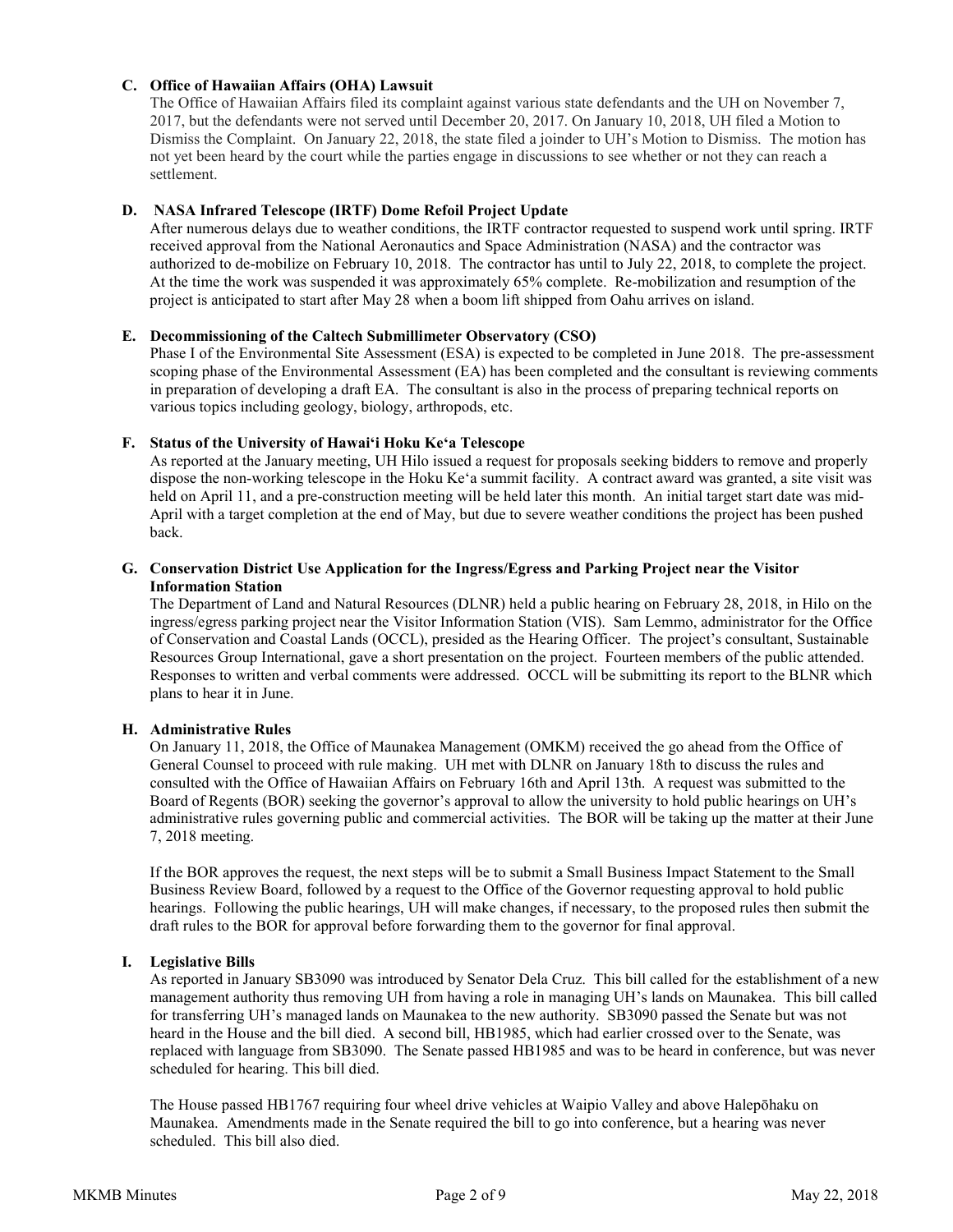### C. Office of Hawaiian Affairs (OHA) Lawsuit

The Office of Hawaiian Affairs filed its complaint against various state defendants and the UH on November 7, 2017, but the defendants were not served until December 20, 2017. On January 10, 2018, UH filed a Motion to Dismiss the Complaint. On January 22, 2018, the state filed a joinder to UH's Motion to Dismiss. The motion has not yet been heard by the court while the parties engage in discussions to see whether or not they can reach a settlement.

### D. NASA Infrared Telescope (IRTF) Dome Refoil Project Update

After numerous delays due to weather conditions, the IRTF contractor requested to suspend work until spring. IRTF received approval from the National Aeronautics and Space Administration (NASA) and the contractor was authorized to de-mobilize on February 10, 2018. The contractor has until to July 22, 2018, to complete the project. At the time the work was suspended it was approximately 65% complete. Re-mobilization and resumption of the project is anticipated to start after May 28 when a boom lift shipped from Oahu arrives on island.

### E. Decommissioning of the Caltech Submillimeter Observatory (CSO)

Phase I of the Environmental Site Assessment (ESA) is expected to be completed in June 2018. The pre-assessment scoping phase of the Environmental Assessment (EA) has been completed and the consultant is reviewing comments in preparation of developing a draft EA. The consultant is also in the process of preparing technical reports on various topics including geology, biology, arthropods, etc.

### F. Status of the University of Hawaiʻi Hoku Keʻa Telescope

As reported at the January meeting, UH Hilo issued a request for proposals seeking bidders to remove and properly dispose the non-working telescope in the Hoku Keʻa summit facility. A contract award was granted, a site visit was held on April 11, and a pre-construction meeting will be held later this month. An initial target start date was mid-April with a target completion at the end of May, but due to severe weather conditions the project has been pushed back.

### G. Conservation District Use Application for the Ingress/Egress and Parking Project near the Visitor Information Station

The Department of Land and Natural Resources (DLNR) held a public hearing on February 28, 2018, in Hilo on the ingress/egress parking project near the Visitor Information Station (VIS). Sam Lemmo, administrator for the Office of Conservation and Coastal Lands (OCCL), presided as the Hearing Officer. The project's consultant, Sustainable Resources Group International, gave a short presentation on the project. Fourteen members of the public attended. Responses to written and verbal comments were addressed. OCCL will be submitting its report to the BLNR which plans to hear it in June.

### H. Administrative Rules

On January 11, 2018, the Office of Maunakea Management (OMKM) received the go ahead from the Office of General Counsel to proceed with rule making. UH met with DLNR on January 18th to discuss the rules and consulted with the Office of Hawaiian Affairs on February 16th and April 13th. A request was submitted to the Board of Regents (BOR) seeking the governor's approval to allow the university to hold public hearings on UH's administrative rules governing public and commercial activities. The BOR will be taking up the matter at their June 7, 2018 meeting.

If the BOR approves the request, the next steps will be to submit a Small Business Impact Statement to the Small Business Review Board, followed by a request to the Office of the Governor requesting approval to hold public hearings. Following the public hearings, UH will make changes, if necessary, to the proposed rules then submit the draft rules to the BOR for approval before forwarding them to the governor for final approval.

### I. Legislative Bills

As reported in January SB3090 was introduced by Senator Dela Cruz. This bill called for the establishment of a new management authority thus removing UH from having a role in managing UH's lands on Maunakea. This bill called for transferring UH's managed lands on Maunakea to the new authority. SB3090 passed the Senate but was not heard in the House and the bill died. A second bill, HB1985, which had earlier crossed over to the Senate, was replaced with language from SB3090. The Senate passed HB1985 and was to be heard in conference, but was never scheduled for hearing. This bill died.

The House passed HB1767 requiring four wheel drive vehicles at Waipio Valley and above Halepōhaku on Maunakea. Amendments made in the Senate required the bill to go into conference, but a hearing was never scheduled. This bill also died.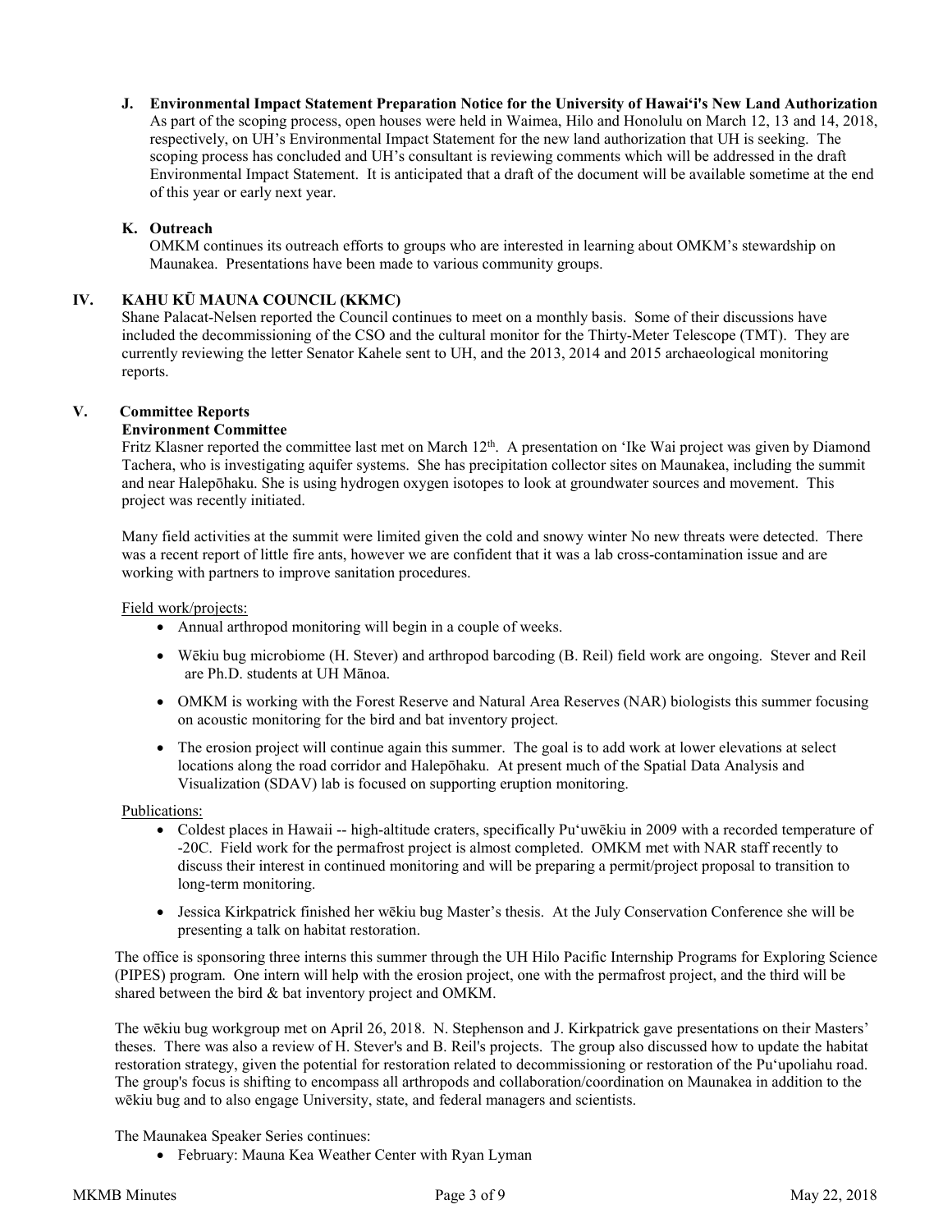**J. Environmental Impact Statement Preparation Notice for the University of Hawai'i's New Land Authorization**

As part of the scoping process, open houses were held in Waimea, Hilo and Honolulu on March 12, 13 and 14, 2018, respectively, on UH's Environmental Impact Statement for the new land authorization that UH is seeking. The scoping process has concluded and UH's consultant is reviewing comments which will be addressed in the draft Environmental Impact Statement. It is anticipated that a draft of the document will be available sometime at the end of this year or early next year.

**K. Outreach**

OMKM continues its outreach efforts to groups who are interested in learning about OMKM's stewardship on Maunakea. Presentations have been made to various community groups.

## IV. KAHU KŪ MAUNA COUNCIL (KKMC)

Shane Palacat-Nelsen reported the Council continues to meet on a monthly basis. Some of their discussions have included the decommissioning of the CSO and the cultural monitor for the Thirty-Meter Telescope (TMT). They are currently reviewing the letter Senator Kahele sent to UH, and the 2013, 2014 and 2015 archaeological monitoring reports.

## V. Committee Reports

**Environment Committee**

Fritz Klasner reported the committee last met on March 12th. A presentation on ʻIke Wai project was given by Diamond Tachera, who is investigating aquifer systems. She has precipitation collector sites on Maunakea, including the summit and near Halepōhaku. She is using hydrogen oxygen isotopes to look at groundwater sources and movement. This project was recently initiated.

Many field activities at the summit were limited given the cold and snowy winter No new threats were detected. There was a recent report of little fire ants, however we are confident that it was a lab cross-contamination issue and are working with partners to improve sanitation procedures.

Field work/projects:

- Annual arthropod monitoring will begin in a couple of weeks.
- Wēkiu bug microbiome (H. Stever) and arthropod barcoding (B. Reil) field work are ongoing. Stever and Reil are Ph.D. students at UH Mānoa.
- OMKM is working with the Forest Reserve and Natural Area Reserves (NAR) biologists this summer focusing on acoustic monitoring for the bird and bat inventory project.
- The erosion project will continue again this summer. The goal is to add work at lower elevations at select locations along the road corridor and Halepōhaku. At present much of the Spatial Data Analysis and Visualization (SDAV) lab is focused on supporting eruption monitoring.

Publications:

- Coldest places in Hawaii -- high-altitude craters, specifically Puʻuwēkiu in 2009 with a recorded temperature of -20C. Field work for the permafrost project is almost completed. OMKM met with NAR staff recently to discuss their interest in continued monitoring and will be preparing a permit/project proposal to transition to long-term monitoring.
- Jessica Kirkpatrick finished her wēkiu bug Master's thesis. At the July Conservation Conference she will be presenting a talk on habitat restoration.

The office is sponsoring three interns this summer through the UH Hilo Pacific Internship Programs for Exploring Science (PIPES) program. One intern will help with the erosion project, one with the permafrost project, and the third will be shared between the bird & bat inventory project and OMKM.

The wēkiu bug workgroup met on April 26, 2018. N. Stephenson and J. Kirkpatrick gave presentations on their Masters' theses. There was also a review of H. Stever's and B. Reil's projects. The group also discussed how to update the habitat restoration strategy, given the potential for restoration related to decommissioning or restoration of the Puʻupoliahu road. The group's focus is shifting to encompass all arthropods and collaboration/coordination on Maunakea in addition to the wēkiu bug and to also engage University, state, and federal managers and scientists.

The Maunakea Speaker Series continues:

- February: Mauna Kea Weather Center with Ryan Lyman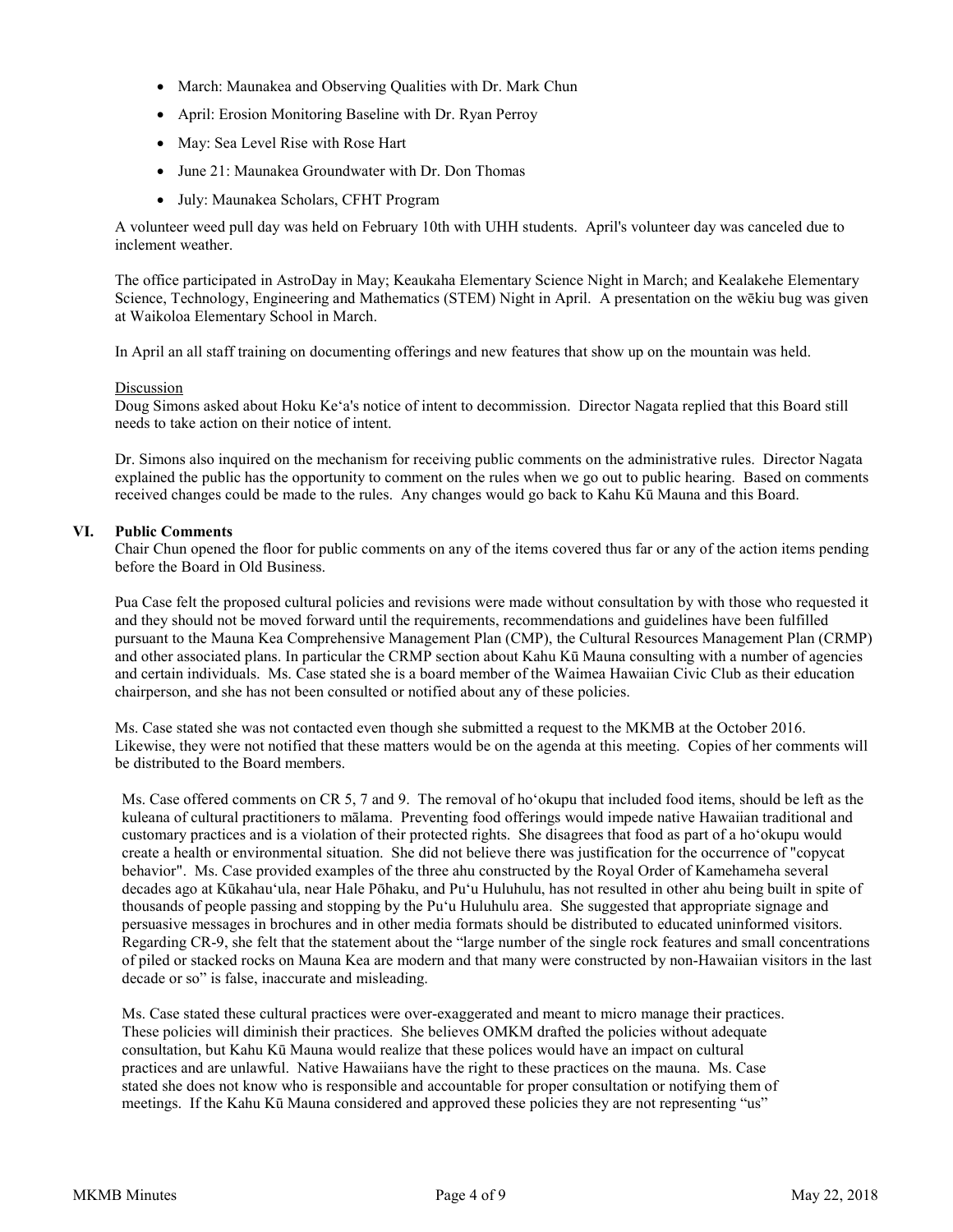- March: Maunakea and Observing Qualities with Dr. Mark Chun
- April: Erosion Monitoring Baseline with Dr. Ryan Perroy
- May: Sea Level Rise with Rose Hart
- June 21: Maunakea Groundwater with Dr. Don Thomas
- July: Maunakea Scholars, CFHT Program

A volunteer weed pull day was held on February 10th with UHH students. April's volunteer day was canceled due to inclement weather.

The office participated in AstroDay in May; Keaukaha Elementary Science Night in March; and Kealakehe Elementary Science, Technology, Engineering and Mathematics (STEM) Night in April. A presentation on the wēkiu bug was given at Waikoloa Elementary School in March.

In April an all staff training on documenting offerings and new features that show up on the mountain was held.

Discussion

Doug Simons asked about Hoku Ke'a's notice of intent to decommission. Director Nagata replied that this Board still needs to take action on their notice of intent.

Dr. Simons also inquired on the mechanism for receiving public comments on the administrative rules. Director Nagata explained the public has the opportunity to comment on the rules when we go out to public hearing. Based on comments received changes could be made to the rules. Any changes would go back to Kahu Kū Mauna and this Board.

## VI. Public Comments

Chair Chun opened the floor for public comments on any of the items covered thus far or any of the action items pending before the Board in Old Business.

Pua Case felt the proposed cultural policies and revisions were made without consultation by with those who requested it and they should not be moved forward until the requirements, recommendations and guidelines have been fulfilled pursuant to the Mauna Kea Comprehensive Management Plan (CMP), the Cultural Resources Management Plan (CRMP) and other associated plans. In particular the CRMP section about Kahu Kū Mauna consulting with a number of agencies and certain individuals. Ms. Case stated she is a board member of the Waimea Hawaiian Civic Club as their education chairperson, and she has not been consulted or notified about any of these policies.

Ms. Case stated she was not contacted even though she submitted a request to the MKMB at the October 2016. Likewise, they were not notified that these matters would be on the agenda at this meeting. Copies of her comments will be distributed to the Board members.

Ms. Case offered comments on CR 5, 7 and 9. The removal of ho'okupu that included food items, should be left as the kuleana of cultural practitioners to mālama. Preventing food offerings would impede native Hawaiian traditional and customary practices and is a violation of their protected rights. She disagrees that food as part of a ho'okupu would create a health or environmental situation. She did not believe there was justification for the occurrence of "copycat behavior". Ms. Case provided examples of the three ahu constructed by the Royal Order of Kamehameha several decades ago at Kūkahau'ula, near Hale Pōhaku, and Pu'u Huluhulu, has not resulted in other ahu being built in spite of thousands of people passing and stopping by the Pu'u Huluhulu area. She suggested that appropriate signage and persuasive messages in brochures and in other media formats should be distributed to educated uninformed visitors. Regarding CR-9, she felt that the statement about the "large number of the single rock features and small concentrations of piled or stacked rocks on Mauna Kea are modern and that many were constructed by non-Hawaiian visitors in the last decade or so" is false, inaccurate and misleading.

Ms. Case stated these cultural practices were over-exaggerated and meant to micro manage their practices. These policies will diminish their practices. She believes OMKM drafted the policies without adequate consultation, but Kahu Kū Mauna would realize that these polices would have an impact on cultural practices and are unlawful. Native Hawaiians have the right to these practices on the mauna. Ms. Case stated she does not know who is responsible and accountable for proper consultation or notifying them of meetings. If the Kahu Kū Mauna considered and approved these policies they are not representing "us"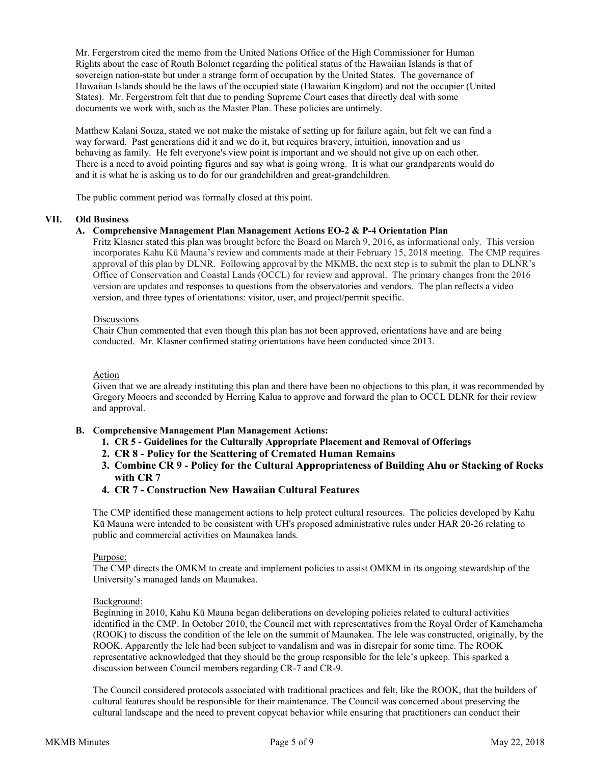Mr. Fergerstrom cited the memo from the United Nations Office of the High Commissioner for Human Rights about the case of Routh Bolomet regarding the political status of the Hawaiian Islands is that of sovereign nation-state but under a strange form of occupation by the United States. The governance of Hawaiian Islands should be the laws of the occupied state (Hawaiian Kingdom) and not the occupier (United States). Mr. Fergerstrom felt that due to pending Supreme Court cases that directly deal with some documents we work with, such as the Master Plan. These policies are untimely.

Matthew Kalani Souza, stated we not make the mistake of setting up for failure again, but felt we can find a way forward. Past generations did it and we do it, but requires bravery, intuition, innovation and us behaving as family. He felt everyone's view point is important and we should not give up on each other. There is a need to avoid pointing figures and say what is going wrong. It is what our grandparents would do and it is what he is asking us to do for our grandchildren and great-grandchildren.

The public comment period was formally closed at this point.

## VII. Old Business

### A. Comprehensive Management Plan Management Actions EO-2 & P-4 Orientation Plan

Fritz Klasner stated this plan was brought before the Board on March 9, 2016, as informational only. This version incorporates Kahu Kū Mauna's review and comments made at their February 15, 2018 meeting. The CMP requires approval of this plan by DLNR. Following approval by the MKMB, the next step is to submit the plan to DLNR's Office of Conservation and Coastal Lands (OCCL) for review and approval. The primary changes from the 2016 version are updates and responses to questions from the observatories and vendors. The plan reflects a video version, and three types of orientations: visitor, user, and project/permit specific.

Discussions

Chair Chun commented that even though this plan has not been approved, orientations have and are being conducted. Mr. Klasner confirmed stating orientations have been conducted since 2013.

Action

Given that we are already instituting this plan and there have been no objections to this plan, it was recommended by Gregory Mooers and seconded by Herring Kalua to approve and forward the plan to OCCL DLNR for their review and approval.

### B. Comprehensive Management Plan Management Actions:

1. **CR 5 - Guidelines for the Culturally Appropriate Placement and Removal of Offerings**
2. **CR 8 - Policy for the Scattering of Cremated Human Remains**
3. **Combine CR 9 - Policy for the Cultural Appropriateness of Building Ahu or Stacking of Rocks with CR 7**
4. **CR 7 - Construction New Hawaiian Cultural Features**

The CMP identified these management actions to help protect cultural resources. The policies developed by Kahu Kū Mauna were intended to be consistent with UH's proposed administrative rules under HAR 20-26 relating to public and commercial activities on Maunakea lands.

Purpose:

The CMP directs the OMKM to create and implement policies to assist OMKM in its ongoing stewardship of the University's managed lands on Maunakea.

Background:

Beginning in 2010, Kahu Kū Mauna began deliberations on developing policies related to cultural activities identified in the CMP. In October 2010, the Council met with representatives from the Royal Order of Kamehameha (ROOK) to discuss the condition of the lele on the summit of Maunakea. The lele was constructed, originally, by the ROOK. Apparently the lele had been subject to vandalism and was in disrepair for some time. The ROOK representative acknowledged that they should be the group responsible for the lele's upkeep. This sparked a discussion between Council members regarding CR-7 and CR-9.

The Council considered protocols associated with traditional practices and felt, like the ROOK, that the builders of cultural features should be responsible for their maintenance. The Council was concerned about preserving the cultural landscape and the need to prevent copycat behavior while ensuring that practitioners can conduct their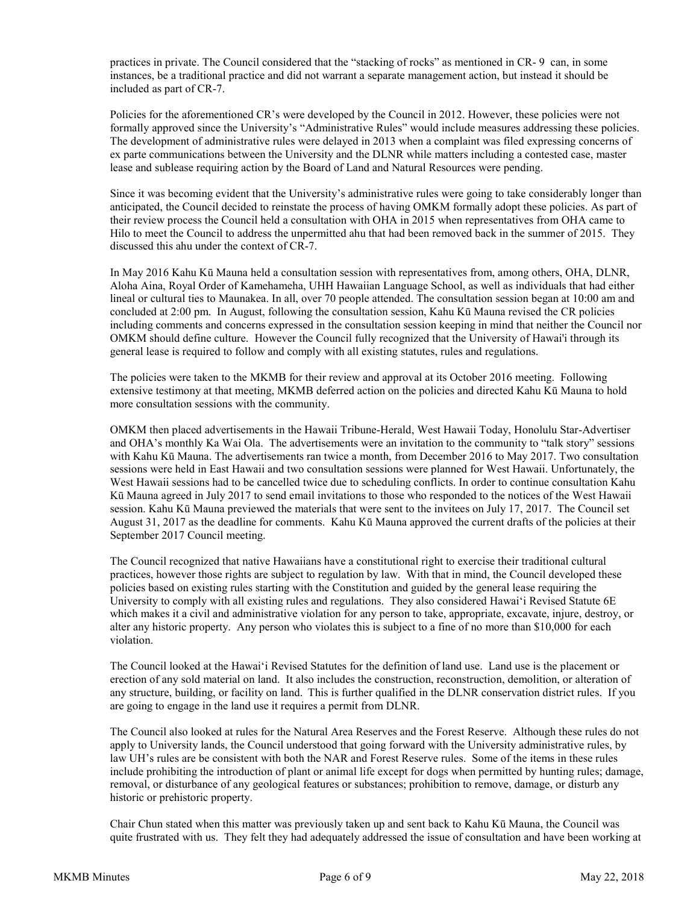practices in private. The Council considered that the "stacking of rocks" as mentioned in CR- 9 can, in some instances, be a traditional practice and did not warrant a separate management action, but instead it should be included as part of CR-7.

Policies for the aforementioned CR's were developed by the Council in 2012. However, these policies were not formally approved since the University's "Administrative Rules" would include measures addressing these policies. The development of administrative rules were delayed in 2013 when a complaint was filed expressing concerns of ex parte communications between the University and the DLNR while matters including a contested case, master lease and sublease requiring action by the Board of Land and Natural Resources were pending.

Since it was becoming evident that the University's administrative rules were going to take considerably longer than anticipated, the Council decided to reinstate the process of having OMKM formally adopt these policies. As part of their review process the Council held a consultation with OHA in 2015 when representatives from OHA came to Hilo to meet the Council to address the unpermitted ahu that had been removed back in the summer of 2015. They discussed this ahu under the context of CR-7.

In May 2016 Kahu Kū Mauna held a consultation session with representatives from, among others, OHA, DLNR, Aloha Aina, Royal Order of Kamehameha, UHH Hawaiian Language School, as well as individuals that had either lineal or cultural ties to Maunakea. In all, over 70 people attended. The consultation session began at 10:00 am and concluded at 2:00 pm. In August, following the consultation session, Kahu Kū Mauna revised the CR policies including comments and concerns expressed in the consultation session keeping in mind that neither the Council nor OMKM should define culture. However the Council fully recognized that the University of Hawai'i through its general lease is required to follow and comply with all existing statutes, rules and regulations.

The policies were taken to the MKMB for their review and approval at its October 2016 meeting. Following extensive testimony at that meeting, MKMB deferred action on the policies and directed Kahu Kū Mauna to hold more consultation sessions with the community.

OMKM then placed advertisements in the Hawaii Tribune-Herald, West Hawaii Today, Honolulu Star-Advertiser and OHA's monthly Ka Wai Ola. The advertisements were an invitation to the community to "talk story" sessions with Kahu Kū Mauna. The advertisements ran twice a month, from December 2016 to May 2017. Two consultation sessions were held in East Hawaii and two consultation sessions were planned for West Hawaii. Unfortunately, the West Hawaii sessions had to be cancelled twice due to scheduling conflicts. In order to continue consultation Kahu Kū Mauna agreed in July 2017 to send email invitations to those who responded to the notices of the West Hawaii session. Kahu Kū Mauna previewed the materials that were sent to the invitees on July 17, 2017. The Council set August 31, 2017 as the deadline for comments. Kahu Kū Mauna approved the current drafts of the policies at their September 2017 Council meeting.

The Council recognized that native Hawaiians have a constitutional right to exercise their traditional cultural practices, however those rights are subject to regulation by law. With that in mind, the Council developed these policies based on existing rules starting with the Constitution and guided by the general lease requiring the University to comply with all existing rules and regulations. They also considered Hawaiʻi Revised Statute 6E which makes it a civil and administrative violation for any person to take, appropriate, excavate, injure, destroy, or alter any historic property. Any person who violates this is subject to a fine of no more than $10,000 for each violation.

The Council looked at the Hawaiʻi Revised Statutes for the definition of land use. Land use is the placement or erection of any sold material on land. It also includes the construction, reconstruction, demolition, or alteration of any structure, building, or facility on land. This is further qualified in the DLNR conservation district rules. If you are going to engage in the land use it requires a permit from DLNR.

The Council also looked at rules for the Natural Area Reserves and the Forest Reserve. Although these rules do not apply to University lands, the Council understood that going forward with the University administrative rules, by law UH's rules are be consistent with both the NAR and Forest Reserve rules. Some of the items in these rules include prohibiting the introduction of plant or animal life except for dogs when permitted by hunting rules; damage, removal, or disturbance of any geological features or substances; prohibition to remove, damage, or disturb any historic or prehistoric property.

Chair Chun stated when this matter was previously taken up and sent back to Kahu Kū Mauna, the Council was quite frustrated with us. They felt they had adequately addressed the issue of consultation and have been working at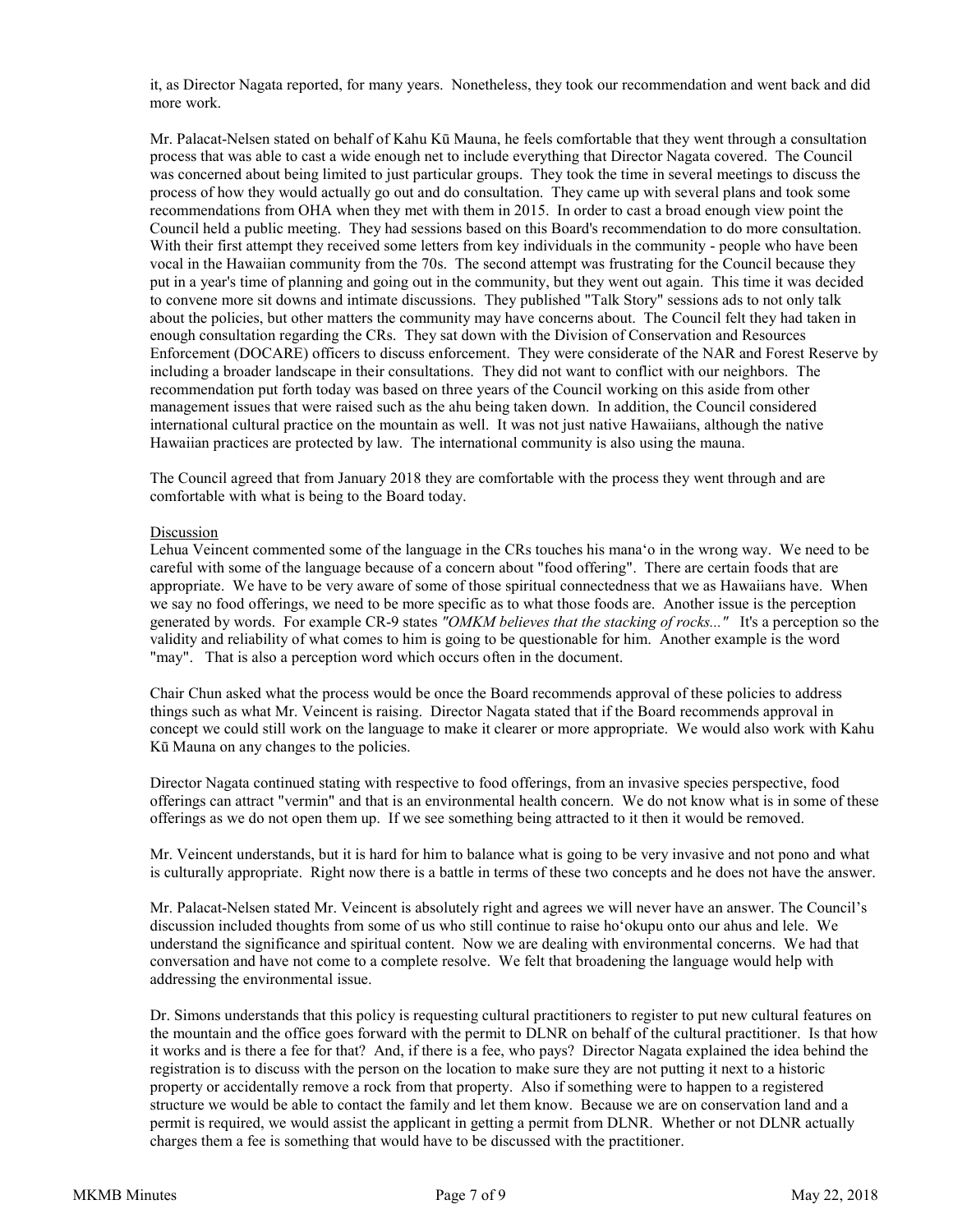it, as Director Nagata reported, for many years. Nonetheless, they took our recommendation and went back and did more work.

Mr. Palacat-Nelsen stated on behalf of Kahu Kū Mauna, he feels comfortable that they went through a consultation process that was able to cast a wide enough net to include everything that Director Nagata covered. The Council was concerned about being limited to just particular groups. They took the time in several meetings to discuss the process of how they would actually go out and do consultation. They came up with several plans and took some recommendations from OHA when they met with them in 2015. In order to cast a broad enough view point the Council held a public meeting. They had sessions based on this Board's recommendation to do more consultation. With their first attempt they received some letters from key individuals in the community - people who have been vocal in the Hawaiian community from the 70s. The second attempt was frustrating for the Council because they put in a year's time of planning and going out in the community, but they went out again. This time it was decided to convene more sit downs and intimate discussions. They published "Talk Story" sessions ads to not only talk about the policies, but other matters the community may have concerns about. The Council felt they had taken in enough consultation regarding the CRs. They sat down with the Division of Conservation and Resources Enforcement (DOCARE) officers to discuss enforcement. They were considerate of the NAR and Forest Reserve by including a broader landscape in their consultations. They did not want to conflict with our neighbors. The recommendation put forth today was based on three years of the Council working on this aside from other management issues that were raised such as the ahu being taken down. In addition, the Council considered international cultural practice on the mountain as well. It was not just native Hawaiians, although the native Hawaiian practices are protected by law. The international community is also using the mauna.

The Council agreed that from January 2018 they are comfortable with the process they went through and are comfortable with what is being to the Board today.

Discussion

Lehua Veincent commented some of the language in the CRs touches his mana'o in the wrong way. We need to be careful with some of the language because of a concern about "food offering". There are certain foods that are appropriate. We have to be very aware of some of those spiritual connectedness that we as Hawaiians have. When we say no food offerings, we need to be more specific as to what those foods are. Another issue is the perception generated by words. For example CR-9 states *"OMKM believes that the stacking of rocks..."* It's a perception so the validity and reliability of what comes to him is going to be questionable for him. Another example is the word "may". That is also a perception word which occurs often in the document.

Chair Chun asked what the process would be once the Board recommends approval of these policies to address things such as what Mr. Veincent is raising. Director Nagata stated that if the Board recommends approval in concept we could still work on the language to make it clearer or more appropriate. We would also work with Kahu Kū Mauna on any changes to the policies.

Director Nagata continued stating with respective to food offerings, from an invasive species perspective, food offerings can attract "vermin" and that is an environmental health concern. We do not know what is in some of these offerings as we do not open them up. If we see something being attracted to it then it would be removed.

Mr. Veincent understands, but it is hard for him to balance what is going to be very invasive and not pono and what is culturally appropriate. Right now there is a battle in terms of these two concepts and he does not have the answer.

Mr. Palacat-Nelsen stated Mr. Veincent is absolutely right and agrees we will never have an answer. The Council's discussion included thoughts from some of us who still continue to raise ho'okupu onto our ahus and lele. We understand the significance and spiritual content. Now we are dealing with environmental concerns. We had that conversation and have not come to a complete resolve. We felt that broadening the language would help with addressing the environmental issue.

Dr. Simons understands that this policy is requesting cultural practitioners to register to put new cultural features on the mountain and the office goes forward with the permit to DLNR on behalf of the cultural practitioner. Is that how it works and is there a fee for that? And, if there is a fee, who pays? Director Nagata explained the idea behind the registration is to discuss with the person on the location to make sure they are not putting it next to a historic property or accidentally remove a rock from that property. Also if something were to happen to a registered structure we would be able to contact the family and let them know. Because we are on conservation land and a permit is required, we would assist the applicant in getting a permit from DLNR. Whether or not DLNR actually charges them a fee is something that would have to be discussed with the practitioner.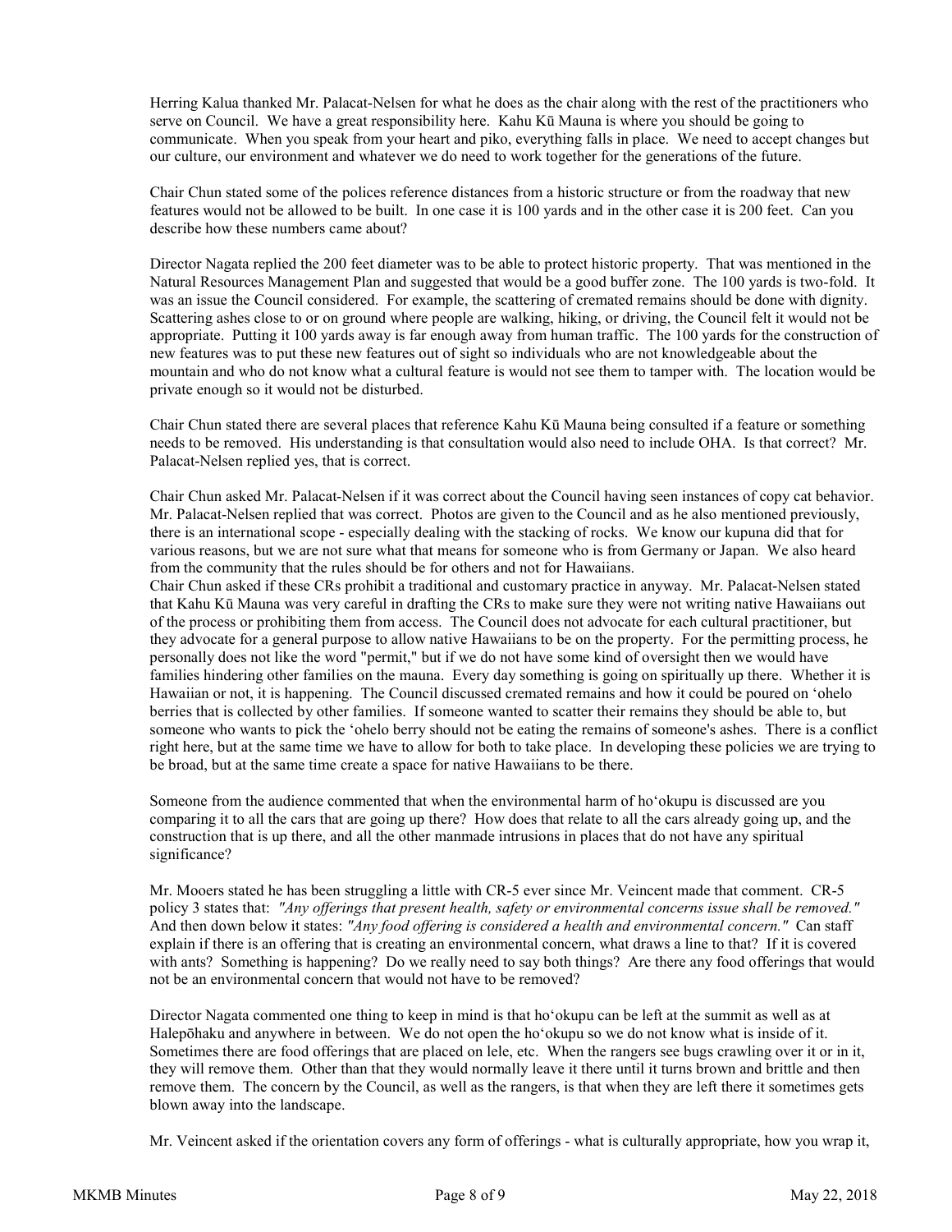Herring Kalua thanked Mr. Palacat-Nelsen for what he does as the chair along with the rest of the practitioners who serve on Council. We have a great responsibility here. Kahu Kū Mauna is where you should be going to communicate. When you speak from your heart and piko, everything falls in place. We need to accept changes but our culture, our environment and whatever we do need to work together for the generations of the future.

Chair Chun stated some of the polices reference distances from a historic structure or from the roadway that new features would not be allowed to be built. In one case it is 100 yards and in the other case it is 200 feet. Can you describe how these numbers came about?

Director Nagata replied the 200 feet diameter was to be able to protect historic property. That was mentioned in the Natural Resources Management Plan and suggested that would be a good buffer zone. The 100 yards is two-fold. It was an issue the Council considered. For example, the scattering of cremated remains should be done with dignity. Scattering ashes close to or on ground where people are walking, hiking, or driving, the Council felt it would not be appropriate. Putting it 100 yards away is far enough away from human traffic. The 100 yards for the construction of new features was to put these new features out of sight so individuals who are not knowledgeable about the mountain and who do not know what a cultural feature is would not see them to tamper with. The location would be private enough so it would not be disturbed.

Chair Chun stated there are several places that reference Kahu Kū Mauna being consulted if a feature or something needs to be removed. His understanding is that consultation would also need to include OHA. Is that correct? Mr. Palacat-Nelsen replied yes, that is correct.

Chair Chun asked Mr. Palacat-Nelsen if it was correct about the Council having seen instances of copy cat behavior. Mr. Palacat-Nelsen replied that was correct. Photos are given to the Council and as he also mentioned previously, there is an international scope - especially dealing with the stacking of rocks. We know our kupuna did that for various reasons, but we are not sure what that means for someone who is from Germany or Japan. We also heard from the community that the rules should be for others and not for Hawaiians.

Chair Chun asked if these CRs prohibit a traditional and customary practice in anyway. Mr. Palacat-Nelsen stated that Kahu Kū Mauna was very careful in drafting the CRs to make sure they were not writing native Hawaiians out of the process or prohibiting them from access. The Council does not advocate for each cultural practitioner, but they advocate for a general purpose to allow native Hawaiians to be on the property. For the permitting process, he personally does not like the word "permit," but if we do not have some kind of oversight then we would have families hindering other families on the mauna. Every day something is going on spiritually up there. Whether it is Hawaiian or not, it is happening. The Council discussed cremated remains and how it could be poured on ʻohelo berries that is collected by other families. If someone wanted to scatter their remains they should be able to, but someone who wants to pick the ʻohelo berry should not be eating the remains of someone's ashes. There is a conflict right here, but at the same time we have to allow for both to take place. In developing these policies we are trying to be broad, but at the same time create a space for native Hawaiians to be there.

Someone from the audience commented that when the environmental harm of hoʻokupu is discussed are you comparing it to all the cars that are going up there? How does that relate to all the cars already going up, and the construction that is up there, and all the other manmade intrusions in places that do not have any spiritual significance?

Mr. Mooers stated he has been struggling a little with CR-5 ever since Mr. Veincent made that comment. CR-5 policy 3 states that: *"Any offerings that present health, safety or environmental concerns issue shall be removed."* And then down below it states: *"Any food offering is considered a health and environmental concern."* Can staff explain if there is an offering that is creating an environmental concern, what draws a line to that? If it is covered with ants? Something is happening? Do we really need to say both things? Are there any food offerings that would not be an environmental concern that would not have to be removed?

Director Nagata commented one thing to keep in mind is that hoʻokupu can be left at the summit as well as at Halepōhaku and anywhere in between. We do not open the hoʻokupu so we do not know what is inside of it. Sometimes there are food offerings that are placed on lele, etc. When the rangers see bugs crawling over it or in it, they will remove them. Other than that they would normally leave it there until it turns brown and brittle and then remove them. The concern by the Council, as well as the rangers, is that when they are left there it sometimes gets blown away into the landscape.

Mr. Veincent asked if the orientation covers any form of offerings - what is culturally appropriate, how you wrap it,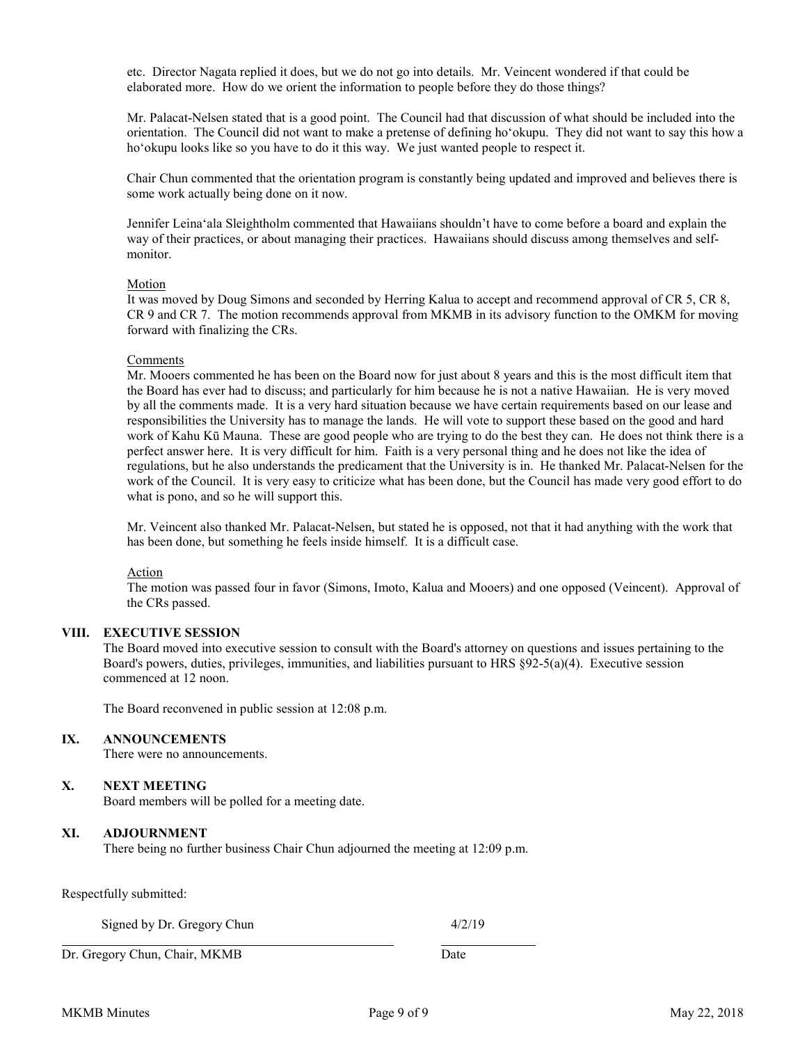etc. Director Nagata replied it does, but we do not go into details. Mr. Veincent wondered if that could be elaborated more. How do we orient the information to people before they do those things?

Mr. Palacat-Nelsen stated that is a good point. The Council had that discussion of what should be included into the orientation. The Council did not want to make a pretense of defining hoʻokupu. They did not want to say this how a hoʻokupu looks like so you have to do it this way. We just wanted people to respect it.

Chair Chun commented that the orientation program is constantly being updated and improved and believes there is some work actually being done on it now.

Jennifer Leinaʻala Sleightholm commented that Hawaiians shouldn't have to come before a board and explain the way of their practices, or about managing their practices. Hawaiians should discuss among themselves and self-monitor.

Motion

It was moved by Doug Simons and seconded by Herring Kalua to accept and recommend approval of CR 5, CR 8, CR 9 and CR 7. The motion recommends approval from MKMB in its advisory function to the OMKM for moving forward with finalizing the CRs.

Comments

Mr. Mooers commented he has been on the Board now for just about 8 years and this is the most difficult item that the Board has ever had to discuss; and particularly for him because he is not a native Hawaiian. He is very moved by all the comments made. It is a very hard situation because we have certain requirements based on our lease and responsibilities the University has to manage the lands. He will vote to support these based on the good and hard work of Kahu Kū Mauna. These are good people who are trying to do the best they can. He does not think there is a perfect answer here. It is very difficult for him. Faith is a very personal thing and he does not like the idea of regulations, but he also understands the predicament that the University is in. He thanked Mr. Palacat-Nelsen for the work of the Council. It is very easy to criticize what has been done, but the Council has made very good effort to do what is pono, and so he will support this.

Mr. Veincent also thanked Mr. Palacat-Nelsen, but stated he is opposed, not that it had anything with the work that has been done, but something he feels inside himself. It is a difficult case.

Action

The motion was passed four in favor (Simons, Imoto, Kalua and Mooers) and one opposed (Veincent). Approval of the CRs passed.

## VIII. EXECUTIVE SESSION

The Board moved into executive session to consult with the Board's attorney on questions and issues pertaining to the Board's powers, duties, privileges, immunities, and liabilities pursuant to HRS §92-5(a)(4). Executive session commenced at 12 noon.

The Board reconvened in public session at 12:08 p.m.

## IX. ANNOUNCEMENTS

There were no announcements.

## X. NEXT MEETING

Board members will be polled for a meeting date.

## XI. ADJOURNMENT

There being no further business Chair Chun adjourned the meeting at 12:09 p.m.

Respectfully submitted:

Signed by Dr. Gregory Chun — 4/2/19

Dr. Gregory Chun, Chair, MKMB — Date